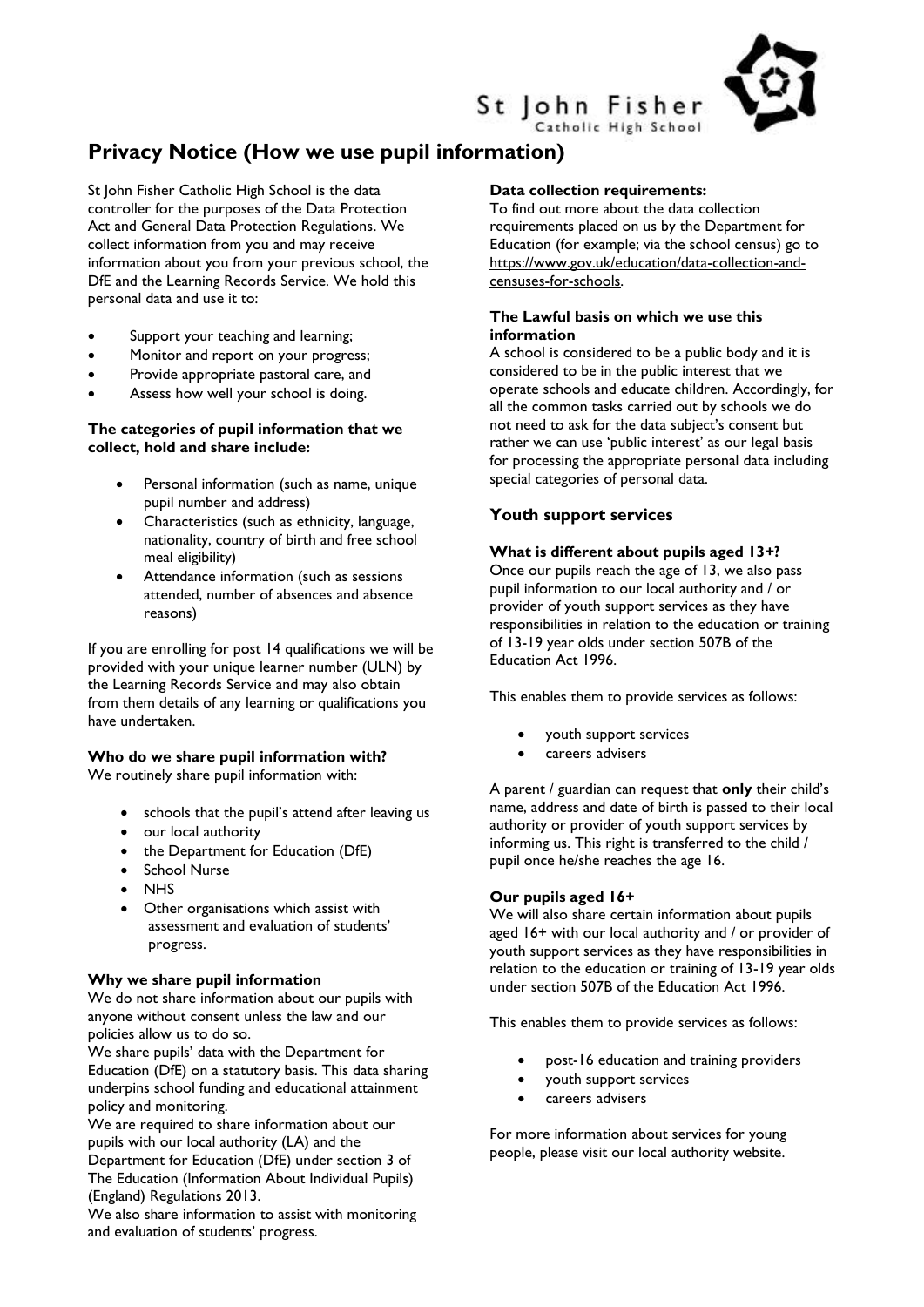St John Fisher
Catholic High School

# Privacy Notice (How we use pupil information)

St John Fisher Catholic High School is the data controller for the purposes of the Data Protection Act and General Data Protection Regulations. We collect information from you and may receive information about you from your previous school, the DfE and the Learning Records Service. We hold this personal data and use it to:

- Support your teaching and learning;
- Monitor and report on your progress;
- Provide appropriate pastoral care, and
- Assess how well your school is doing.

**The categories of pupil information that we collect, hold and share include:**

- Personal information (such as name, unique pupil number and address)
- Characteristics (such as ethnicity, language, nationality, country of birth and free school meal eligibility)
- Attendance information (such as sessions attended, number of absences and absence reasons)

If you are enrolling for post 14 qualifications we will be provided with your unique learner number (ULN) by the Learning Records Service and may also obtain from them details of any learning or qualifications you have undertaken.

**Who do we share pupil information with?**
We routinely share pupil information with:

- schools that the pupil's attend after leaving us
- our local authority
- the Department for Education (DfE)
- School Nurse
- NHS
- Other organisations which assist with assessment and evaluation of students' progress.

**Why we share pupil information**
We do not share information about our pupils with anyone without consent unless the law and our policies allow us to do so.
We share pupils' data with the Department for Education (DfE) on a statutory basis. This data sharing underpins school funding and educational attainment policy and monitoring.
We are required to share information about our pupils with our local authority (LA) and the Department for Education (DfE) under section 3 of The Education (Information About Individual Pupils) (England) Regulations 2013.
We also share information to assist with monitoring and evaluation of students' progress.

**Data collection requirements:**
To find out more about the data collection requirements placed on us by the Department for Education (for example; via the school census) go to https://www.gov.uk/education/data-collection-and-censuses-for-schools.

**The Lawful basis on which we use this information**
A school is considered to be a public body and it is considered to be in the public interest that we operate schools and educate children. Accordingly, for all the common tasks carried out by schools we do not need to ask for the data subject's consent but rather we can use 'public interest' as our legal basis for processing the appropriate personal data including special categories of personal data.

## Youth support services

**What is different about pupils aged 13+?**
Once our pupils reach the age of 13, we also pass pupil information to our local authority and / or provider of youth support services as they have responsibilities in relation to the education or training of 13-19 year olds under section 507B of the Education Act 1996.

This enables them to provide services as follows:

- youth support services
- careers advisers

A parent / guardian can request that **only** their child's name, address and date of birth is passed to their local authority or provider of youth support services by informing us. This right is transferred to the child / pupil once he/she reaches the age 16.

**Our pupils aged 16+**
We will also share certain information about pupils aged 16+ with our local authority and / or provider of youth support services as they have responsibilities in relation to the education or training of 13-19 year olds under section 507B of the Education Act 1996.

This enables them to provide services as follows:

- post-16 education and training providers
- youth support services
- careers advisers

For more information about services for young people, please visit our local authority website.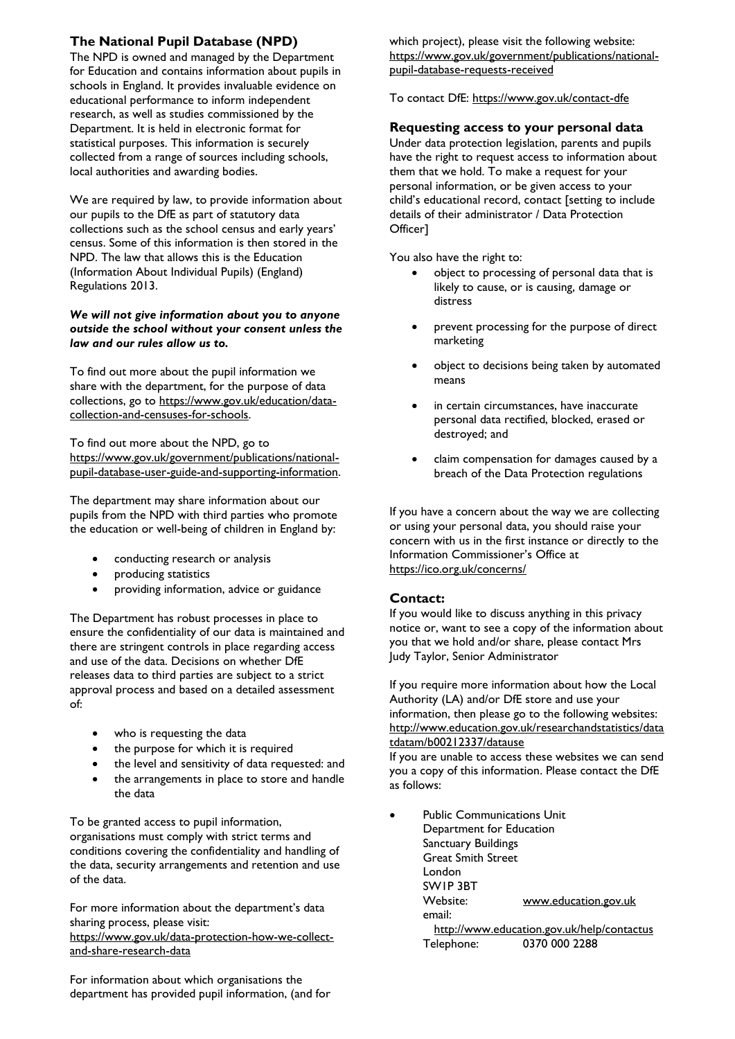## The National Pupil Database (NPD)

The NPD is owned and managed by the Department for Education and contains information about pupils in schools in England. It provides invaluable evidence on educational performance to inform independent research, as well as studies commissioned by the Department. It is held in electronic format for statistical purposes. This information is securely collected from a range of sources including schools, local authorities and awarding bodies.

We are required by law, to provide information about our pupils to the DfE as part of statutory data collections such as the school census and early years' census. Some of this information is then stored in the NPD. The law that allows this is the Education (Information About Individual Pupils) (England) Regulations 2013.

***We will not give information about you to anyone outside the school without your consent unless the law and our rules allow us to.***

To find out more about the pupil information we share with the department, for the purpose of data collections, go to https://www.gov.uk/education/data-collection-and-censuses-for-schools.

To find out more about the NPD, go to https://www.gov.uk/government/publications/national-pupil-database-user-guide-and-supporting-information.

The department may share information about our pupils from the NPD with third parties who promote the education or well-being of children in England by:

- conducting research or analysis
- producing statistics
- providing information, advice or guidance

The Department has robust processes in place to ensure the confidentiality of our data is maintained and there are stringent controls in place regarding access and use of the data. Decisions on whether DfE releases data to third parties are subject to a strict approval process and based on a detailed assessment of:

- who is requesting the data
- the purpose for which it is required
- the level and sensitivity of data requested: and
- the arrangements in place to store and handle the data

To be granted access to pupil information, organisations must comply with strict terms and conditions covering the confidentiality and handling of the data, security arrangements and retention and use of the data.

For more information about the department's data sharing process, please visit: https://www.gov.uk/data-protection-how-we-collect-and-share-research-data

For information about which organisations the department has provided pupil information, (and for which project), please visit the following website: https://www.gov.uk/government/publications/national-pupil-database-requests-received

To contact DfE: https://www.gov.uk/contact-dfe

## Requesting access to your personal data

Under data protection legislation, parents and pupils have the right to request access to information about them that we hold. To make a request for your personal information, or be given access to your child's educational record, contact [setting to include details of their administrator / Data Protection Officer]

You also have the right to:

- object to processing of personal data that is likely to cause, or is causing, damage or distress
- prevent processing for the purpose of direct marketing
- object to decisions being taken by automated means
- in certain circumstances, have inaccurate personal data rectified, blocked, erased or destroyed; and
- claim compensation for damages caused by a breach of the Data Protection regulations

If you have a concern about the way we are collecting or using your personal data, you should raise your concern with us in the first instance or directly to the Information Commissioner's Office at https://ico.org.uk/concerns/

## Contact:

If you would like to discuss anything in this privacy notice or, want to see a copy of the information about you that we hold and/or share, please contact Mrs Judy Taylor, Senior Administrator

If you require more information about how the Local Authority (LA) and/or DfE store and use your information, then please go to the following websites: http://www.education.gov.uk/researchandstatistics/datatdatam/b00212337/datause

If you are unable to access these websites we can send you a copy of this information. Please contact the DfE as follows:

- Public Communications Unit
  Department for Education
  Sanctuary Buildings
  Great Smith Street
  London
  SW1P 3BT
  Website: www.education.gov.uk
  email: http://www.education.gov.uk/help/contactus
  Telephone: 0370 000 2288